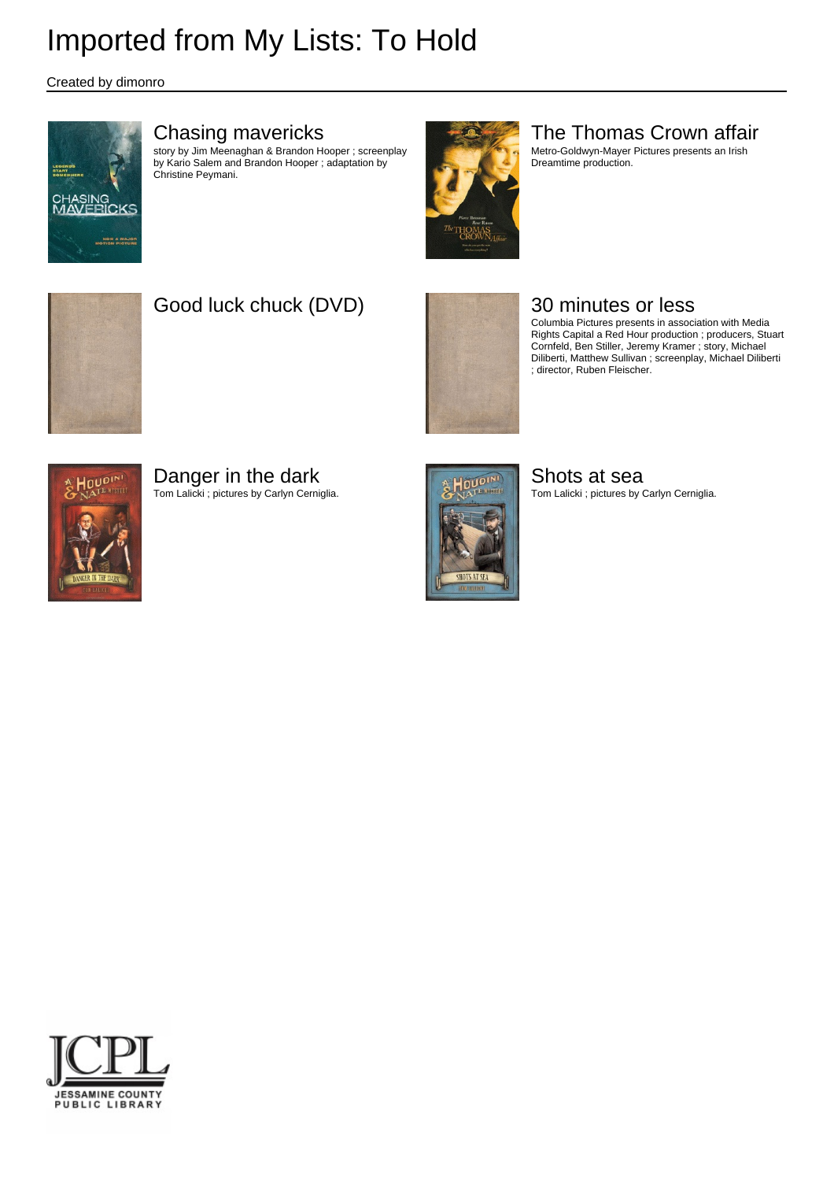# Imported from My Lists: To Hold

Created by dimonro

## Chasing mavericks

story by Jim Meenaghan & Brandon Hooper ; screenplay by Kario Salem and Brandon Hooper ; adaptation by Christine Peymani.

## The Thomas Crown affair

Metro-Goldwyn-Mayer Pictures presents an Irish Dreamtime production.

## Good luck chuck (DVD)

## 30 minutes or less

Columbia Pictures presents in association with Media Rights Capital a Red Hour production ; producers, Stuart Cornfeld, Ben Stiller, Jeremy Kramer ; story, Michael Diliberti, Matthew Sullivan ; screenplay, Michael Diliberti ; director, Ruben Fleischer.

## Danger in the dark

Tom Lalicki ; pictures by Carlyn Cerniglia.

## Shots at sea

Tom Lalicki ; pictures by Carlyn Cerniglia.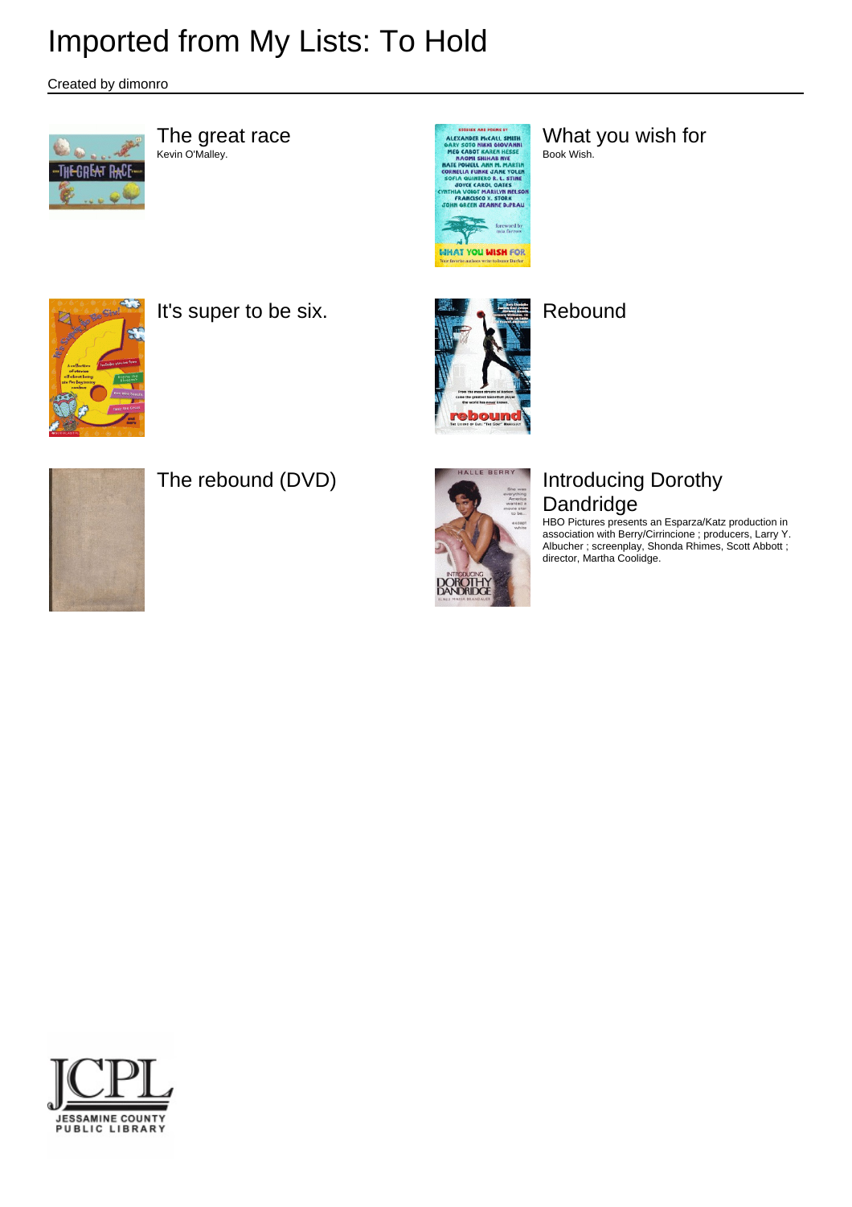# Imported from My Lists: To Hold

Created by dimonro

## The great race

Kevin O'Malley.

## What you wish for

Book Wish.

## It's super to be six.

## Rebound

## The rebound (DVD)

## Introducing Dorothy Dandridge

HBO Pictures presents an Esparza/Katz production in association with Berry/Cirrincione ; producers, Larry Y. Albucher ; screenplay, Shonda Rhimes, Scott Abbott ; director, Martha Coolidge.

JCPL
JESSAMINE COUNTY PUBLIC LIBRARY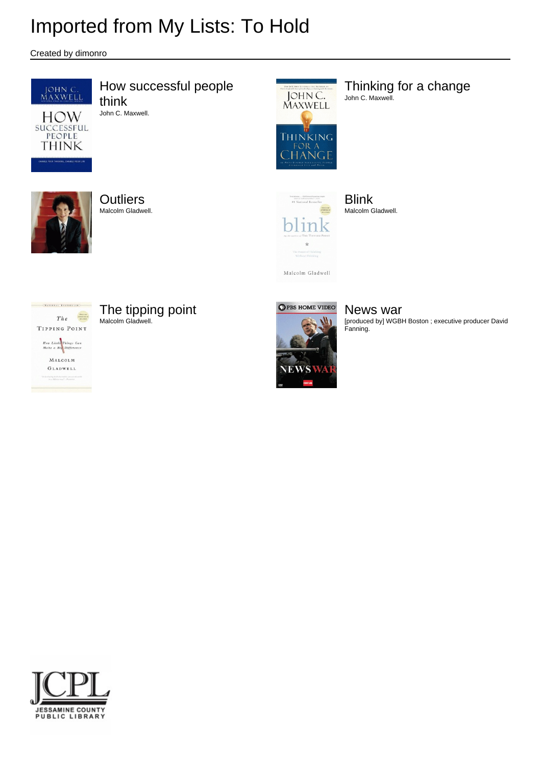# Imported from My Lists: To Hold

Created by dimonro

## How successful people think

John C. Maxwell.

## Thinking for a change

John C. Maxwell.

## Outliers

Malcolm Gladwell.

## Blink

Malcolm Gladwell.

## The tipping point

Malcolm Gladwell.

## News war

[produced by] WGBH Boston ; executive producer David Fanning.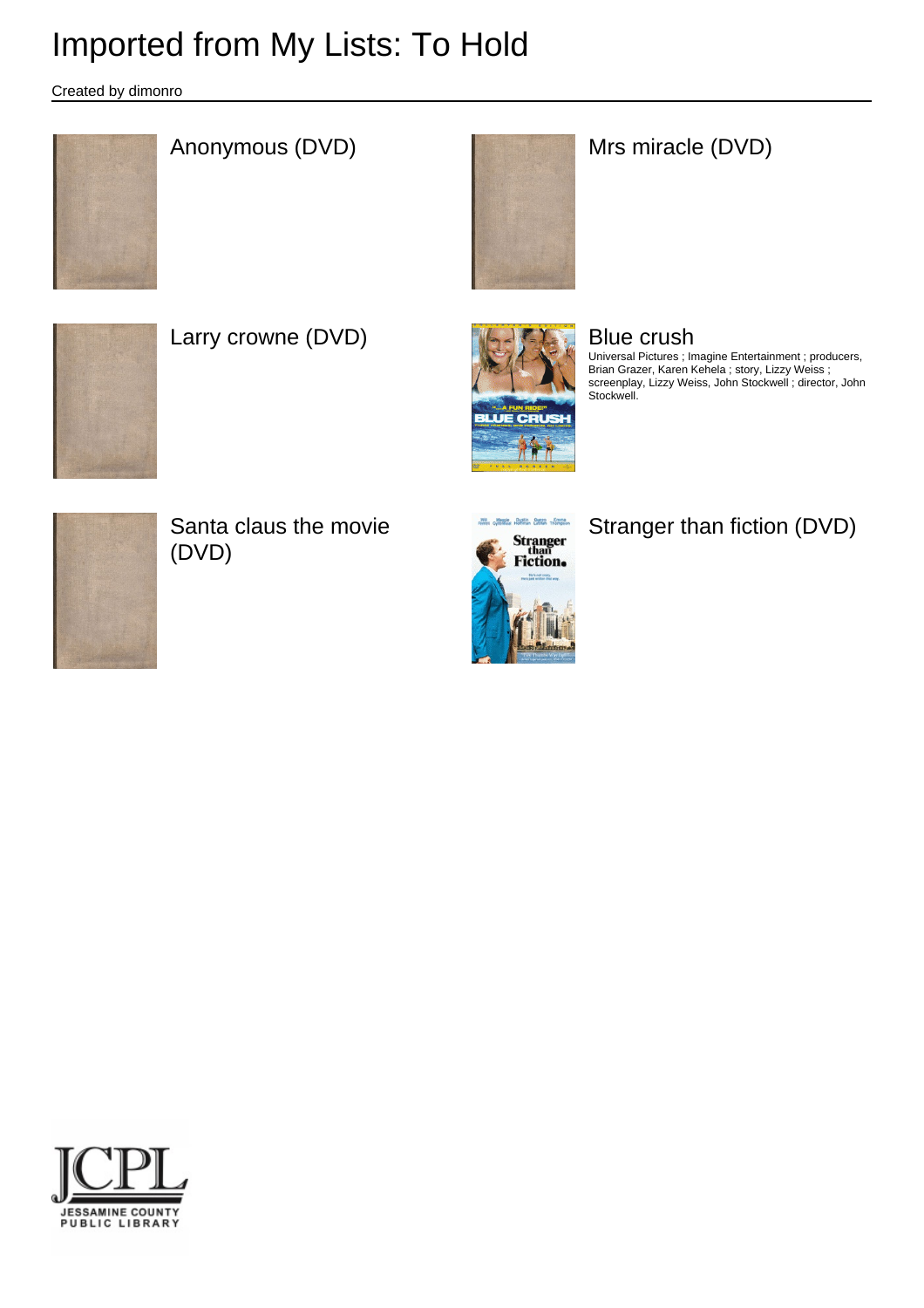# Imported from My Lists: To Hold

Created by dimonro

Anonymous (DVD)

Mrs miracle (DVD)

Larry crowne (DVD)

Blue crush

Universal Pictures ; Imagine Entertainment ; producers, Brian Grazer, Karen Kehela ; story, Lizzy Weiss ; screenplay, Lizzy Weiss, John Stockwell ; director, John Stockwell.

Santa claus the movie (DVD)

Stranger than fiction (DVD)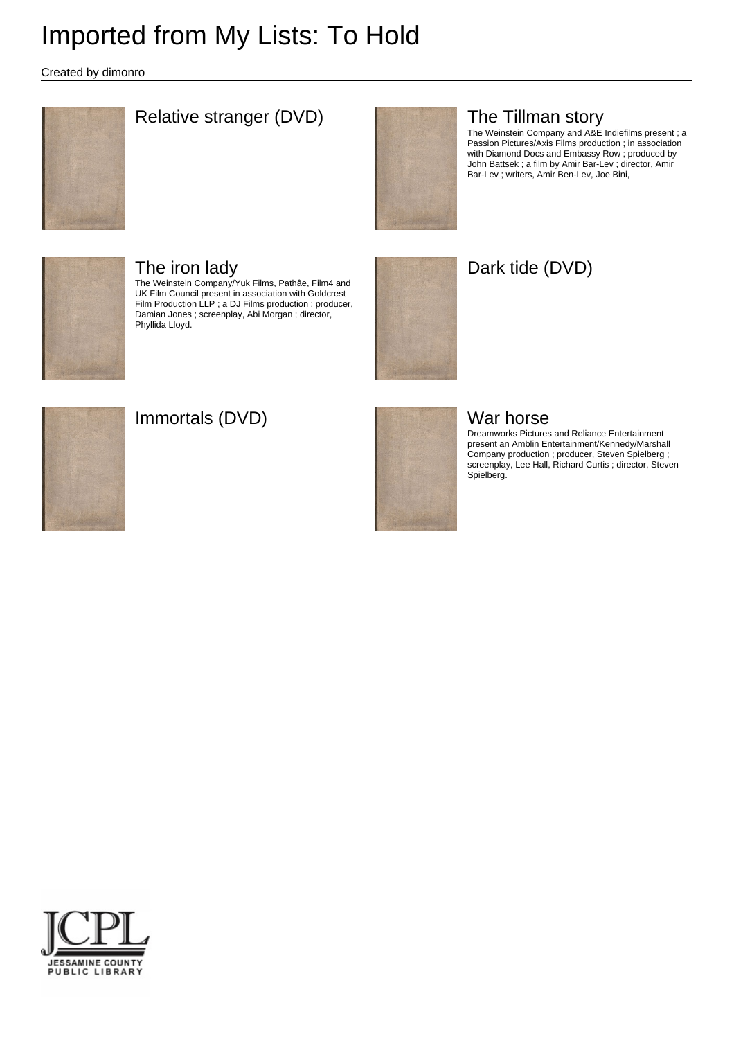# Imported from My Lists: To Hold

Created by dimonro

## Relative stranger (DVD)

## The Tillman story

The Weinstein Company and A&E Indiefilms present ; a Passion Pictures/Axis Films production ; in association with Diamond Docs and Embassy Row ; produced by John Battsek ; a film by Amir Bar-Lev ; director, Amir Bar-Lev ; writers, Amir Ben-Lev, Joe Bini,

## The iron lady

The Weinstein Company/Yuk Films, Pathâe, Film4 and UK Film Council present in association with Goldcrest Film Production LLP ; a DJ Films production ; producer, Damian Jones ; screenplay, Abi Morgan ; director, Phyllida Lloyd.

## Dark tide (DVD)

## Immortals (DVD)

## War horse

Dreamworks Pictures and Reliance Entertainment present an Amblin Entertainment/Kennedy/Marshall Company production ; producer, Steven Spielberg ; screenplay, Lee Hall, Richard Curtis ; director, Steven Spielberg.

JCPL
JESSAMINE COUNTY PUBLIC LIBRARY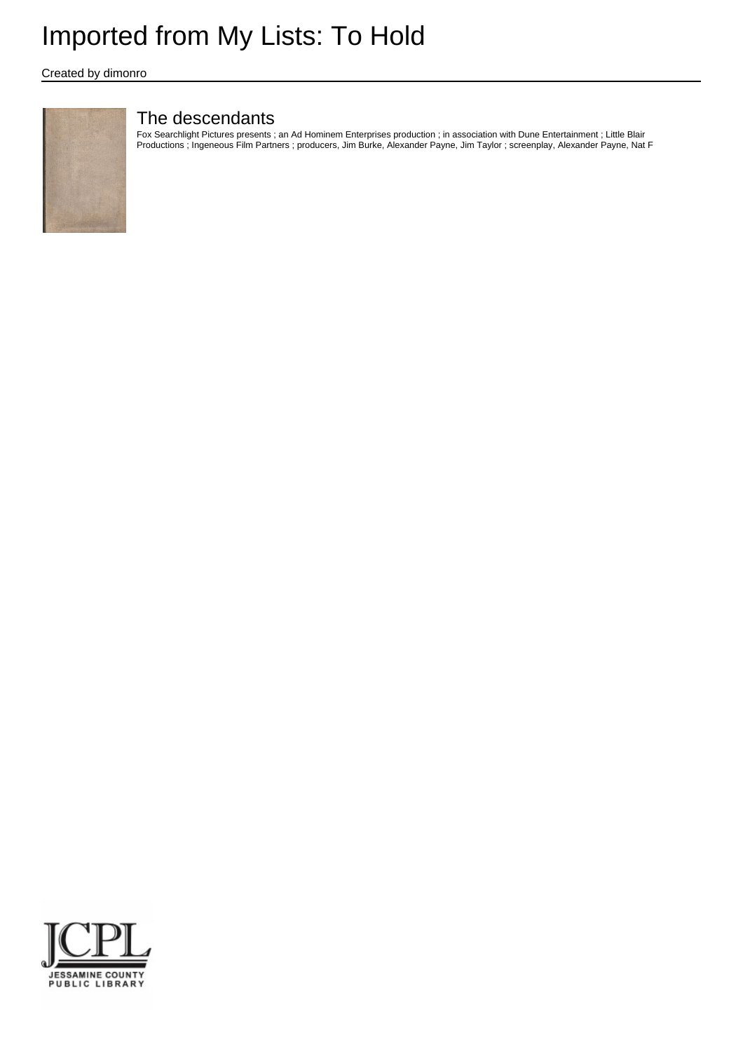# Imported from My Lists: To Hold

Created by dimonro

## The descendants

Fox Searchlight Pictures presents ; an Ad Hominem Enterprises production ; in association with Dune Entertainment ; Little Blair Productions ; Ingeneous Film Partners ; producers, Jim Burke, Alexander Payne, Jim Taylor ; screenplay, Alexander Payne, Nat F

JCPL
JESSAMINE COUNTY PUBLIC LIBRARY